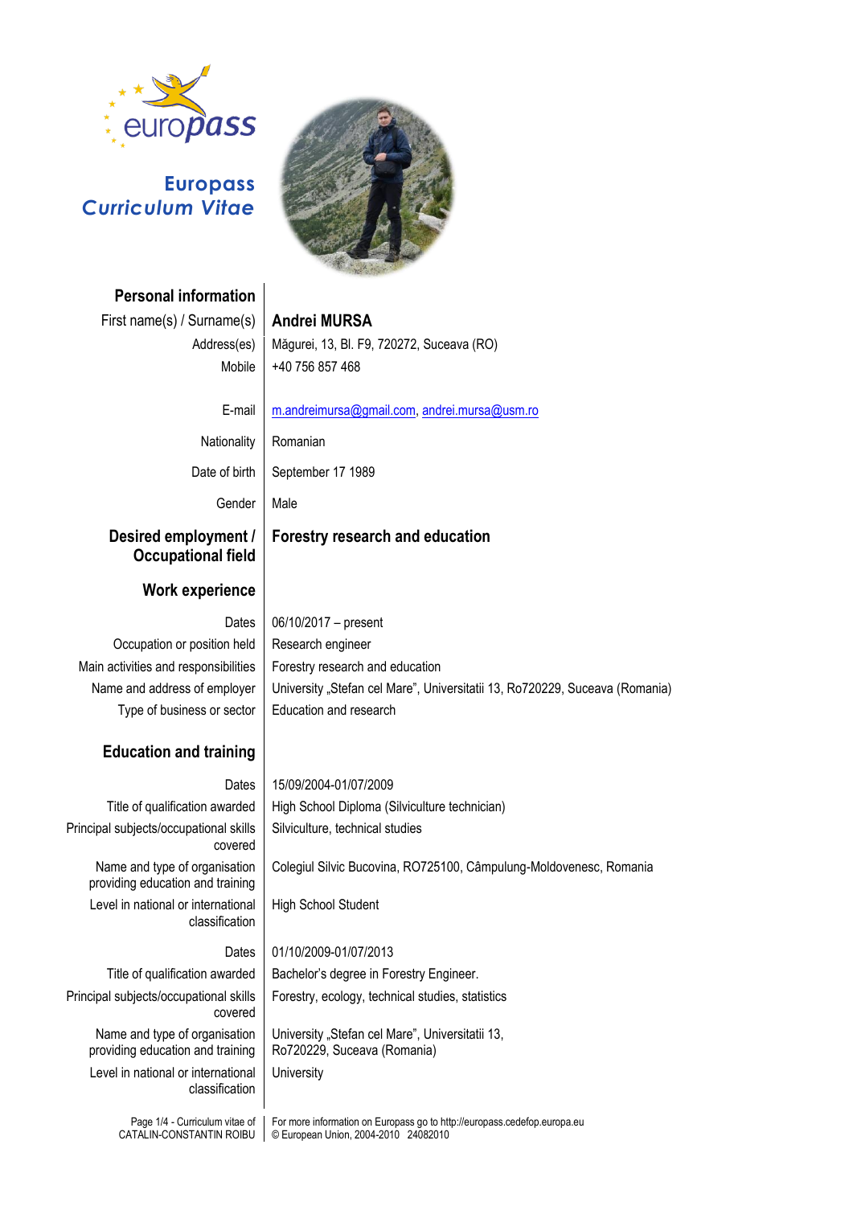# Europass Curriculum Vitae

## Personal information

| | |
|---|---|
| First name(s) / Surname(s) | **Andrei MURSA** |
| Address(es) | Măgurei, 13, Bl. F9, 720272, Suceava (RO) |
| Mobile | +40 756 857 468 |
| E-mail | m.andreimursa@gmail.com, andrei.mursa@usm.ro |
| Nationality | Romanian |
| Date of birth | September 17 1989 |
| Gender | Male |

## Desired employment / Occupational field

**Forestry research and education**

## Work experience

| | |
|---|---|
| Dates | 06/10/2017 – present |
| Occupation or position held | Research engineer |
| Main activities and responsibilities | Forestry research and education |
| Name and address of employer | University „Stefan cel Mare", Universitatii 13, Ro720229, Suceava (Romania) |
| Type of business or sector | Education and research |

## Education and training

| | |
|---|---|
| Dates | 15/09/2004-01/07/2009 |
| Title of qualification awarded | High School Diploma (Silviculture technician) |
| Principal subjects/occupational skills covered | Silviculture, technical studies |
| Name and type of organisation providing education and training | Colegiul Silvic Bucovina, RO725100, Câmpulung-Moldovenesc, Romania |
| Level in national or international classification | High School Student |

| | |
|---|---|
| Dates | 01/10/2009-01/07/2013 |
| Title of qualification awarded | Bachelor's degree in Forestry Engineer. |
| Principal subjects/occupational skills covered | Forestry, ecology, technical studies, statistics |
| Name and type of organisation providing education and training | University „Stefan cel Mare", Universitatii 13, Ro720229, Suceava (Romania) |
| Level in national or international classification | University |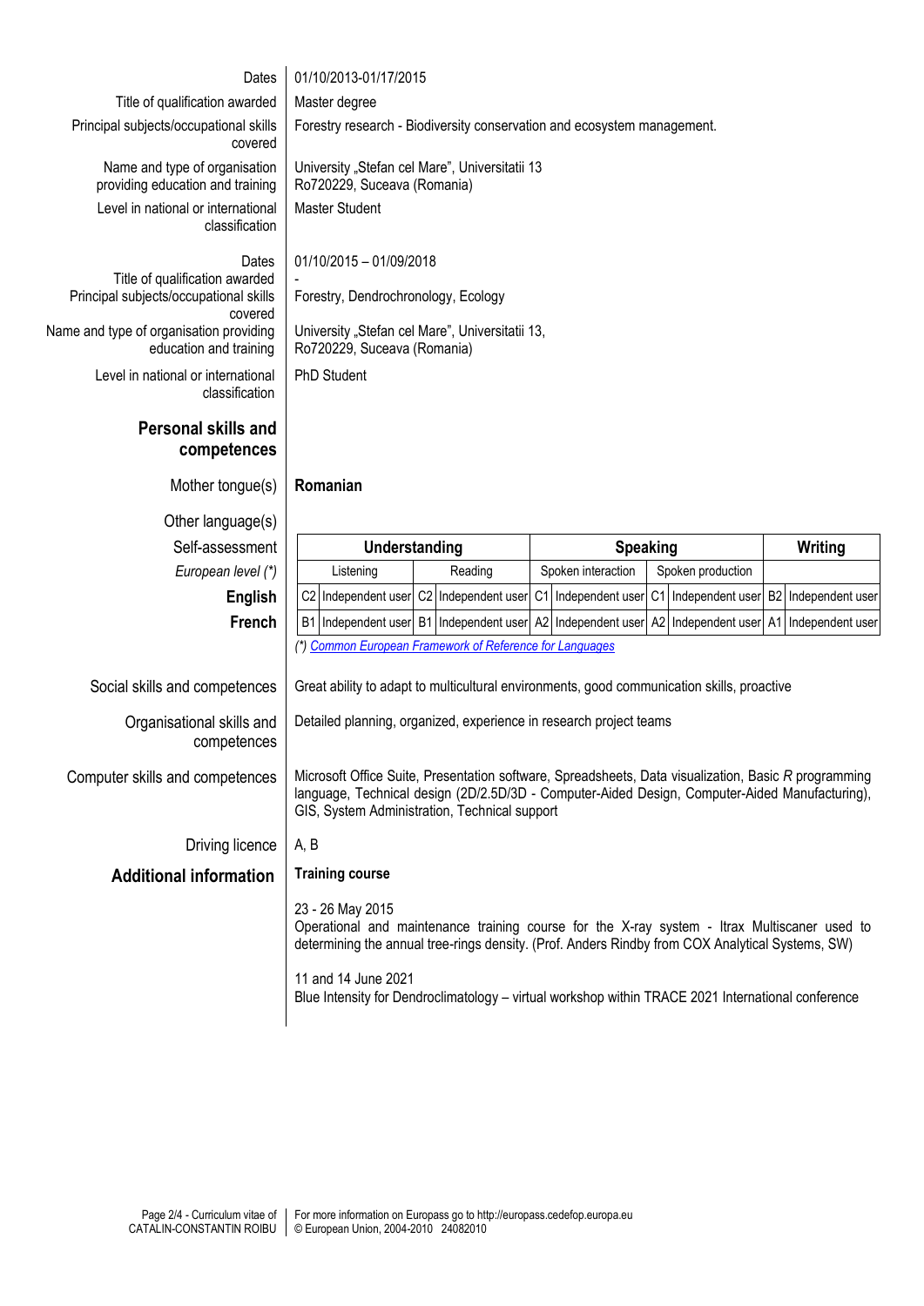| | |
|---|---|
| Dates | 01/10/2013-01/17/2015 |
| Title of qualification awarded | Master degree |
| Principal subjects/occupational skills covered | Forestry research - Biodiversity conservation and ecosystem management. |
| Name and type of organisation providing education and training | University „Stefan cel Mare", Universitatii 13 Ro720229, Suceava (Romania) |
| Level in national or international classification | Master Student |

| | |
|---|---|
| Dates | 01/10/2015 – 01/09/2018 |
| Title of qualification awarded | - |
| Principal subjects/occupational skills covered | Forestry, Dendrochronology, Ecology |
| Name and type of organisation providing education and training | University „Stefan cel Mare", Universitatii 13, Ro720229, Suceava (Romania) |
| Level in national or international classification | PhD Student |

## Personal skills and competences

**Mother tongue(s):** **Romanian**

**Other language(s)**

| Self-assessment | Understanding | | | | Speaking | | | | Writing | |
|---|---|---|---|---|---|---|---|---|---|---|
| *European level (\*)* | Listening | | Reading | | Spoken interaction | | Spoken production | | | |
| **English** | C2 | Independent user | C2 | Independent user | C1 | Independent user | C1 | Independent user | B2 | Independent user |
| **French** | B1 | Independent user | B1 | Independent user | A2 | Independent user | A2 | Independent user | A1 | Independent user |

*(\*) Common European Framework of Reference for Languages*

| | |
|---|---|
| Social skills and competences | Great ability to adapt to multicultural environments, good communication skills, proactive |
| Organisational skills and competences | Detailed planning, organized, experience in research project teams |
| Computer skills and competences | Microsoft Office Suite, Presentation software, Spreadsheets, Data visualization, Basic *R* programming language, Technical design (2D/2.5D/3D - Computer-Aided Design, Computer-Aided Manufacturing), GIS, System Administration, Technical support |
| Driving licence | A, B |

## Additional information

**Training course**

23 - 26 May 2015
Operational and maintenance training course for the X-ray system - Itrax Multiscaner used to determining the annual tree-rings density. (Prof. Anders Rindby from COX Analytical Systems, SW)

11 and 14 June 2021
Blue Intensity for Dendroclimatology – virtual workshop within TRACE 2021 International conference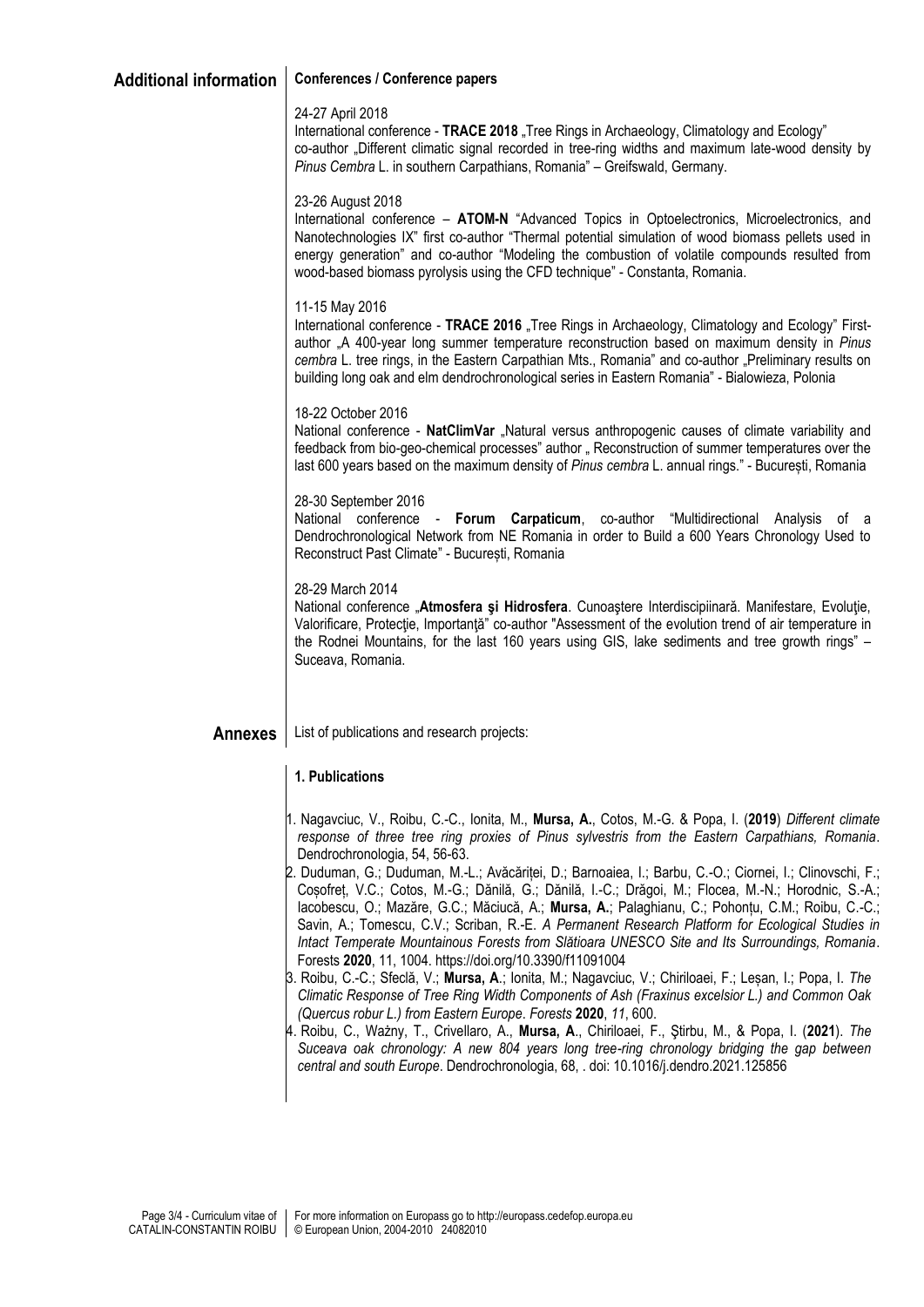## Additional information

**Conferences / Conference papers**

24-27 April 2018
International conference - **TRACE 2018** „Tree Rings in Archaeology, Climatology and Ecology" co-author „Different climatic signal recorded in tree-ring widths and maximum late-wood density by *Pinus Cembra* L. in southern Carpathians, Romania" – Greifswald, Germany.

23-26 August 2018
International conference – **ATOM-N** "Advanced Topics in Optoelectronics, Microelectronics, and Nanotechnologies IX" first co-author "Thermal potential simulation of wood biomass pellets used in energy generation" and co-author "Modeling the combustion of volatile compounds resulted from wood-based biomass pyrolysis using the CFD technique" - Constanta, Romania.

11-15 May 2016
International conference - **TRACE 2016** „Tree Rings in Archaeology, Climatology and Ecology" First-author „A 400-year long summer temperature reconstruction based on maximum density in *Pinus cembra* L. tree rings, in the Eastern Carpathian Mts., Romania" and co-author „Preliminary results on building long oak and elm dendrochronological series in Eastern Romania" - Bialowieza, Polonia

18-22 October 2016
National conference - **NatClimVar** „Natural versus anthropogenic causes of climate variability and feedback from bio-geo-chemical processes" author „ Reconstruction of summer temperatures over the last 600 years based on the maximum density of *Pinus cembra* L. annual rings." - București, Romania

28-30 September 2016
National conference - **Forum Carpaticum**, co-author "Multidirectional Analysis of a Dendrochronological Network from NE Romania in order to Build a 600 Years Chronology Used to Reconstruct Past Climate" - București, Romania

28-29 March 2014
National conference „**Atmosfera şi Hidrosfera**. Cunoaştere Interdiscipiinară. Manifestare, Evoluţie, Valorificare, Protecţie, Importanţă" co-author "Assessment of the evolution trend of air temperature in the Rodnei Mountains, for the last 160 years using GIS, lake sediments and tree growth rings" – Suceava, Romania.

## Annexes

List of publications and research projects:

**1. Publications**

1. Nagavciuc, V., Roibu, C.-C., Ionita, M., **Mursa, A.**, Cotos, M.-G. & Popa, I. (**2019**) *Different climate response of three tree ring proxies of Pinus sylvestris from the Eastern Carpathians, Romania*. Dendrochronologia, 54, 56-63.
2. Duduman, G.; Duduman, M.-L.; Avăcăriței, D.; Barnoaiea, I.; Barbu, C.-O.; Ciornei, I.; Clinovschi, F.; Coșofreț, V.C.; Cotos, M.-G.; Dănilă, G.; Dănilă, I.-C.; Drăgoi, M.; Flocea, M.-N.; Horodnic, S.-A.; Iacobescu, O.; Mazăre, G.C.; Măciucă, A.; **Mursa, A.**; Palaghianu, C.; Pohonțu, C.M.; Roibu, C.-C.; Savin, A.; Tomescu, C.V.; Scriban, R.-E. *A Permanent Research Platform for Ecological Studies in Intact Temperate Mountainous Forests from Slătioara UNESCO Site and Its Surroundings, Romania*. Forests **2020**, 11, 1004. https://doi.org/10.3390/f11091004
3. Roibu, C.-C.; Sfeclă, V.; **Mursa, A**.; Ionita, M.; Nagavciuc, V.; Chiriloaei, F.; Leșan, I.; Popa, I. *The Climatic Response of Tree Ring Width Components of Ash (Fraxinus excelsior L.) and Common Oak (Quercus robur L.) from Eastern Europe*. *Forests* **2020**, *11*, 600.
4. Roibu, C., Ważny, T., Crivellaro, A., **Mursa, A**., Chiriloaei, F., Ştirbu, M., & Popa, I. (**2021**). *The Suceava oak chronology: A new 804 years long tree-ring chronology bridging the gap between central and south Europe*. Dendrochronologia, 68, . doi: 10.1016/j.dendro.2021.125856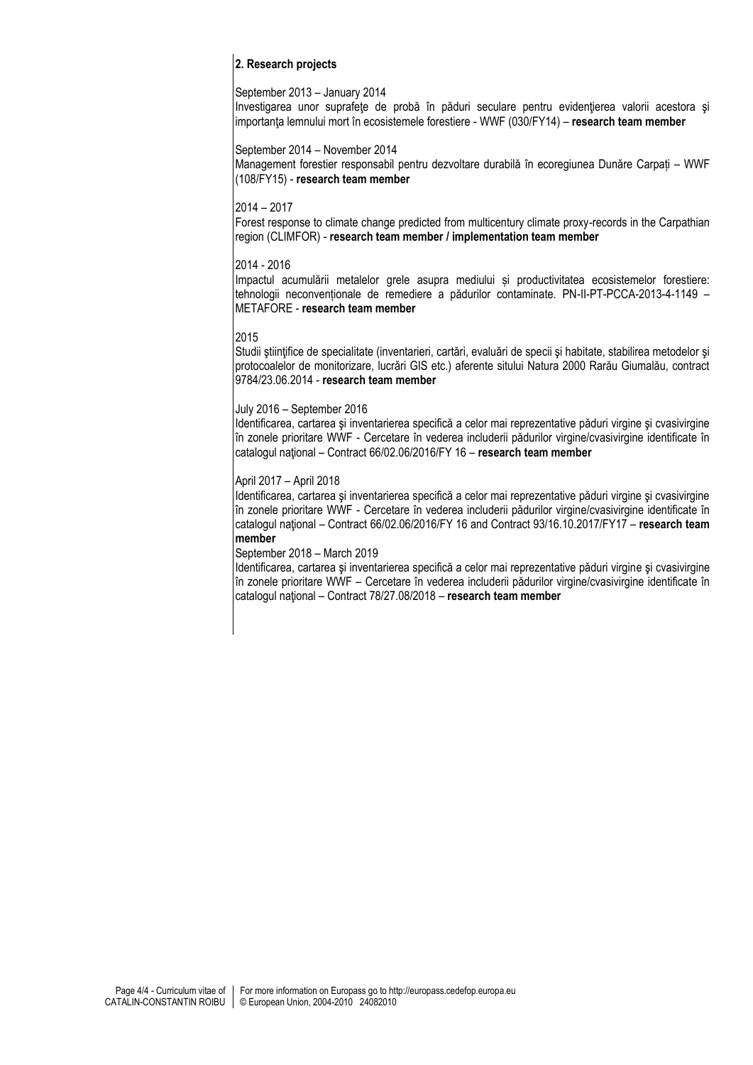**2. Research projects**

September 2013 – January 2014

Investigarea unor suprafeţe de probă în păduri seculare pentru evidenţierea valorii acestora şi importanţa lemnului mort în ecosistemele forestiere - WWF (030/FY14) – **research team member**

September 2014 – November 2014

Management forestier responsabil pentru dezvoltare durabilă în ecoregiunea Dunăre Carpați – WWF (108/FY15) - **research team member**

2014 – 2017

Forest response to climate change predicted from multicentury climate proxy-records in the Carpathian region (CLIMFOR) - **research team member / implementation team member**

2014 - 2016

Impactul acumulării metalelor grele asupra mediului și productivitatea ecosistemelor forestiere: tehnologii neconvenționale de remediere a pădurilor contaminate. PN-II-PT-PCCA-2013-4-1149 – METAFORE - **research team member**

2015

Studii ştiinţifice de specialitate (inventarieri, cartări, evaluări de specii şi habitate, stabilirea metodelor şi protocoalelor de monitorizare, lucrări GIS etc.) aferente sitului Natura 2000 Rarău Giumalău, contract 9784/23.06.2014 - **research team member**

July 2016 – September 2016

Identificarea, cartarea şi inventarierea specifică a celor mai reprezentative păduri virgine şi cvasivirgine în zonele prioritare WWF - Cercetare în vederea includerii pădurilor virgine/cvasivirgine identificate în catalogul naţional – Contract 66/02.06/2016/FY 16 – **research team member**

April 2017 – April 2018

Identificarea, cartarea şi inventarierea specifică a celor mai reprezentative păduri virgine şi cvasivirgine în zonele prioritare WWF - Cercetare în vederea includerii pădurilor virgine/cvasivirgine identificate în catalogul naţional – Contract 66/02.06/2016/FY 16 and Contract 93/16.10.2017/FY17 – **research team member**

September 2018 – March 2019

Identificarea, cartarea şi inventarierea specifică a celor mai reprezentative păduri virgine şi cvasivirgine în zonele prioritare WWF – Cercetare în vederea includerii pădurilor virgine/cvasivirgine identificate în catalogul naţional – Contract 78/27.08/2018 – **research team member**